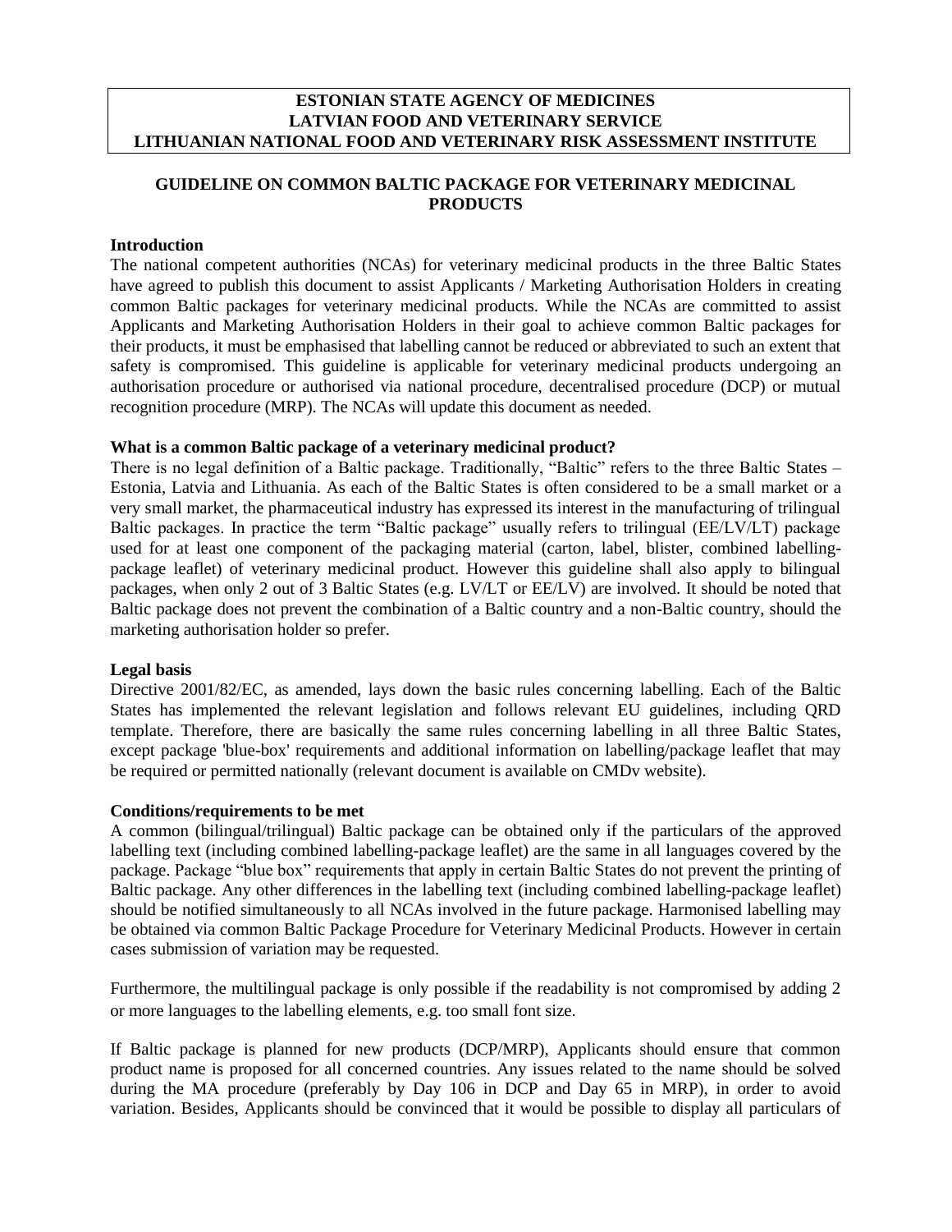**ESTONIAN STATE AGENCY OF MEDICINES**
**LATVIAN FOOD AND VETERINARY SERVICE**
**LITHUANIAN NATIONAL FOOD AND VETERINARY RISK ASSESSMENT INSTITUTE**

# GUIDELINE ON COMMON BALTIC PACKAGE FOR VETERINARY MEDICINAL PRODUCTS

## Introduction

The national competent authorities (NCAs) for veterinary medicinal products in the three Baltic States have agreed to publish this document to assist Applicants / Marketing Authorisation Holders in creating common Baltic packages for veterinary medicinal products. While the NCAs are committed to assist Applicants and Marketing Authorisation Holders in their goal to achieve common Baltic packages for their products, it must be emphasised that labelling cannot be reduced or abbreviated to such an extent that safety is compromised. This guideline is applicable for veterinary medicinal products undergoing an authorisation procedure or authorised via national procedure, decentralised procedure (DCP) or mutual recognition procedure (MRP). The NCAs will update this document as needed.

## What is a common Baltic package of a veterinary medicinal product?

There is no legal definition of a Baltic package. Traditionally, "Baltic" refers to the three Baltic States – Estonia, Latvia and Lithuania. As each of the Baltic States is often considered to be a small market or a very small market, the pharmaceutical industry has expressed its interest in the manufacturing of trilingual Baltic packages. In practice the term "Baltic package" usually refers to trilingual (EE/LV/LT) package used for at least one component of the packaging material (carton, label, blister, combined labelling-package leaflet) of veterinary medicinal product. However this guideline shall also apply to bilingual packages, when only 2 out of 3 Baltic States (e.g. LV/LT or EE/LV) are involved. It should be noted that Baltic package does not prevent the combination of a Baltic country and a non-Baltic country, should the marketing authorisation holder so prefer.

## Legal basis

Directive 2001/82/EC, as amended, lays down the basic rules concerning labelling. Each of the Baltic States has implemented the relevant legislation and follows relevant EU guidelines, including QRD template. Therefore, there are basically the same rules concerning labelling in all three Baltic States, except package 'blue-box' requirements and additional information on labelling/package leaflet that may be required or permitted nationally (relevant document is available on CMDv website).

## Conditions/requirements to be met

A common (bilingual/trilingual) Baltic package can be obtained only if the particulars of the approved labelling text (including combined labelling-package leaflet) are the same in all languages covered by the package. Package "blue box" requirements that apply in certain Baltic States do not prevent the printing of Baltic package. Any other differences in the labelling text (including combined labelling-package leaflet) should be notified simultaneously to all NCAs involved in the future package. Harmonised labelling may be obtained via common Baltic Package Procedure for Veterinary Medicinal Products. However in certain cases submission of variation may be requested.

Furthermore, the multilingual package is only possible if the readability is not compromised by adding 2 or more languages to the labelling elements, e.g. too small font size.

If Baltic package is planned for new products (DCP/MRP), Applicants should ensure that common product name is proposed for all concerned countries. Any issues related to the name should be solved during the MA procedure (preferably by Day 106 in DCP and Day 65 in MRP), in order to avoid variation. Besides, Applicants should be convinced that it would be possible to display all particulars of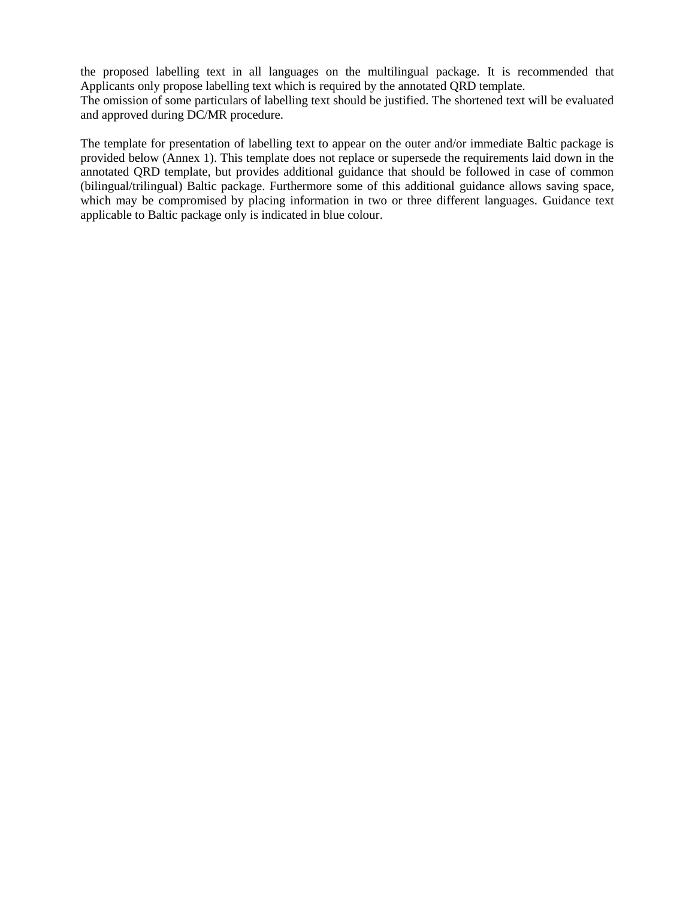the proposed labelling text in all languages on the multilingual package. It is recommended that Applicants only propose labelling text which is required by the annotated QRD template.
The omission of some particulars of labelling text should be justified. The shortened text will be evaluated and approved during DC/MR procedure.

The template for presentation of labelling text to appear on the outer and/or immediate Baltic package is provided below (Annex 1). This template does not replace or supersede the requirements laid down in the annotated QRD template, but provides additional guidance that should be followed in case of common (bilingual/trilingual) Baltic package. Furthermore some of this additional guidance allows saving space, which may be compromised by placing information in two or three different languages. Guidance text applicable to Baltic package only is indicated in blue colour.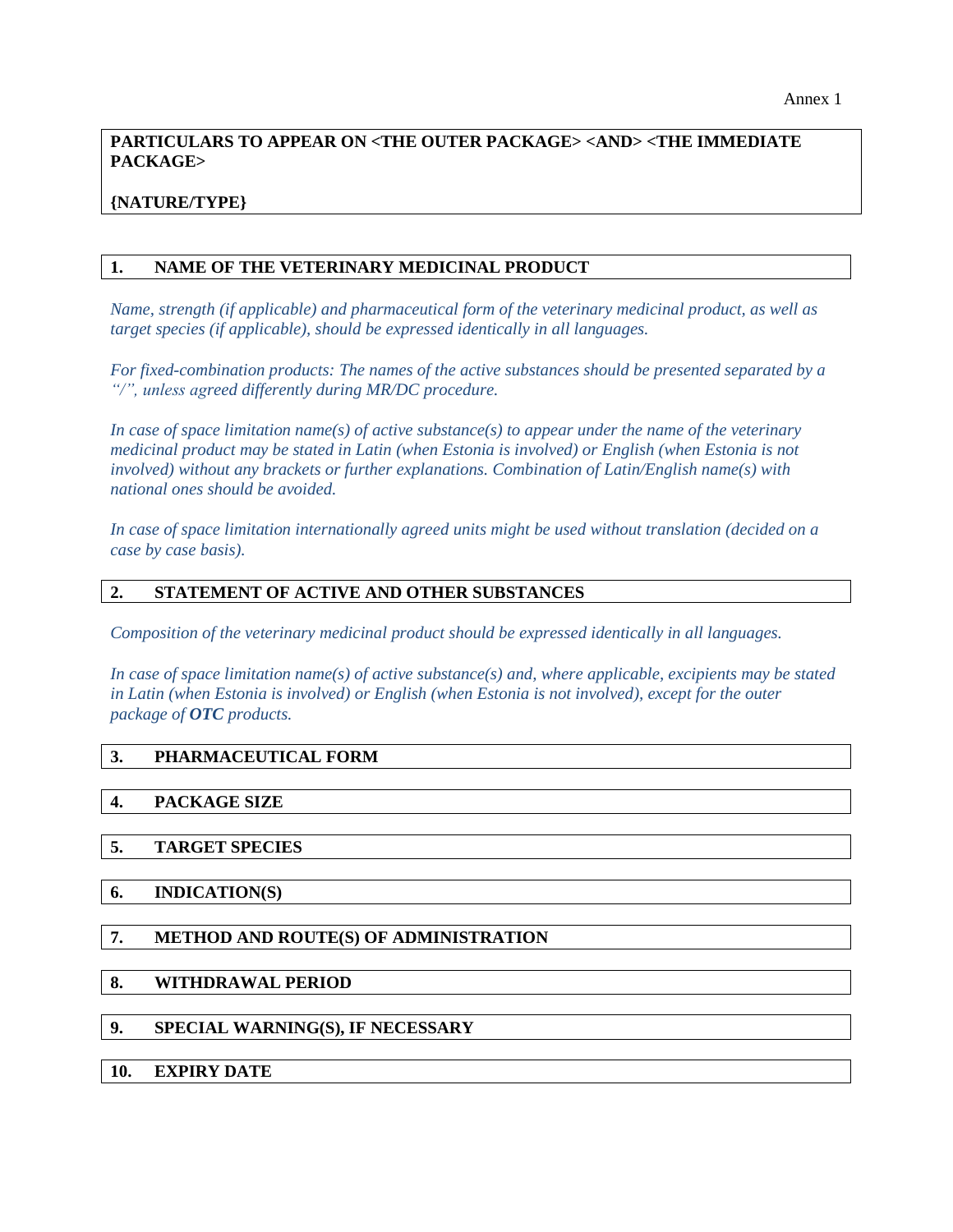Annex 1

**PARTICULARS TO APPEAR ON <THE OUTER PACKAGE> <AND> <THE IMMEDIATE PACKAGE>**

**{NATURE/TYPE}**

## 1. NAME OF THE VETERINARY MEDICINAL PRODUCT

*Name, strength (if applicable) and pharmaceutical form of the veterinary medicinal product, as well as target species (if applicable), should be expressed identically in all languages.*

*For fixed-combination products: The names of the active substances should be presented separated by a "/", unless agreed differently during MR/DC procedure.*

*In case of space limitation name(s) of active substance(s) to appear under the name of the veterinary medicinal product may be stated in Latin (when Estonia is involved) or English (when Estonia is not involved) without any brackets or further explanations. Combination of Latin/English name(s) with national ones should be avoided.*

*In case of space limitation internationally agreed units might be used without translation (decided on a case by case basis).*

## 2. STATEMENT OF ACTIVE AND OTHER SUBSTANCES

*Composition of the veterinary medicinal product should be expressed identically in all languages.*

*In case of space limitation name(s) of active substance(s) and, where applicable, excipients may be stated in Latin (when Estonia is involved) or English (when Estonia is not involved), except for the outer package of* ***OTC*** *products.*

## 3. PHARMACEUTICAL FORM

## 4. PACKAGE SIZE

## 5. TARGET SPECIES

## 6. INDICATION(S)

## 7. METHOD AND ROUTE(S) OF ADMINISTRATION

## 8. WITHDRAWAL PERIOD

## 9. SPECIAL WARNING(S), IF NECESSARY

## 10. EXPIRY DATE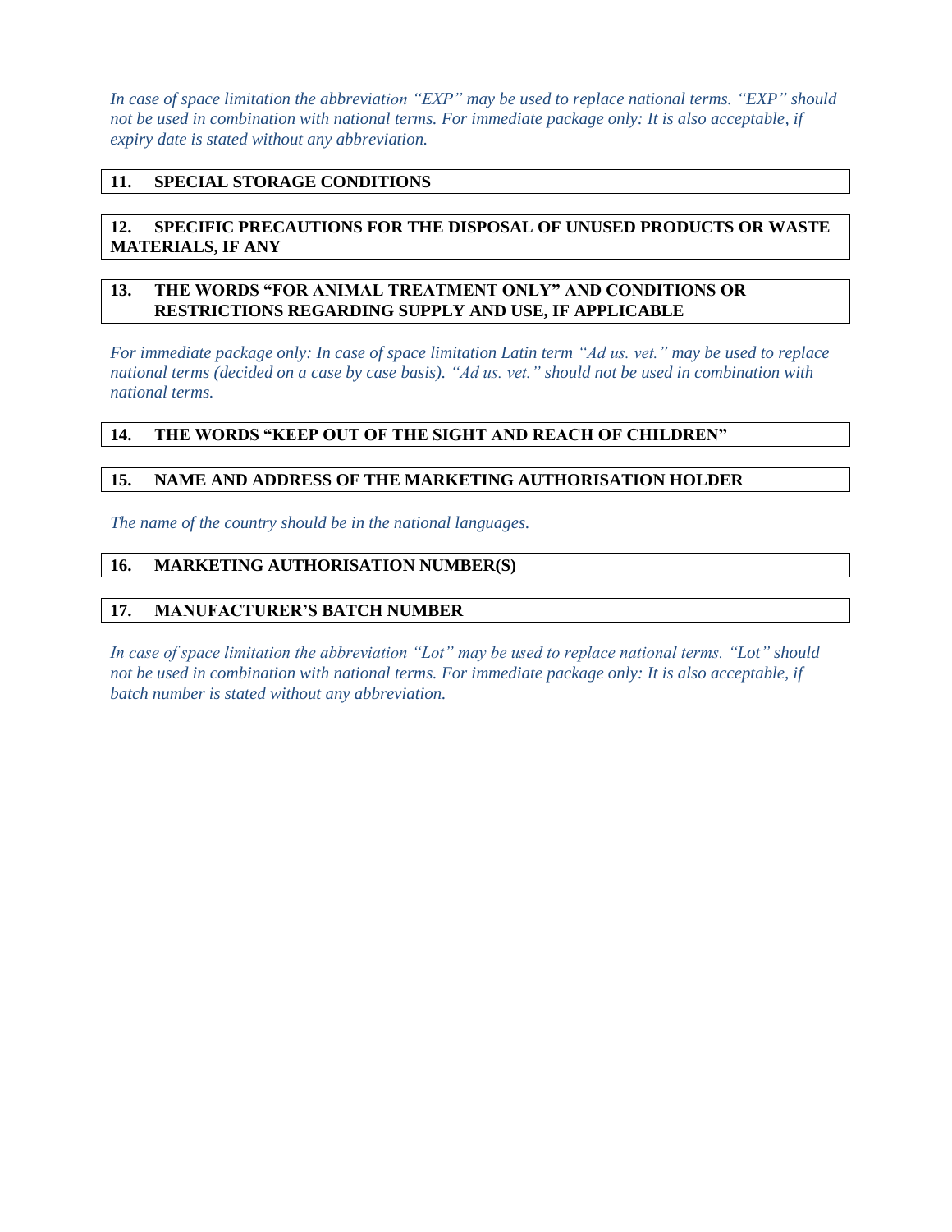*In case of space limitation the abbreviation "EXP" may be used to replace national terms. "EXP" should not be used in combination with national terms. For immediate package only: It is also acceptable, if expiry date is stated without any abbreviation.*

**11. SPECIAL STORAGE CONDITIONS**

**12. SPECIFIC PRECAUTIONS FOR THE DISPOSAL OF UNUSED PRODUCTS OR WASTE MATERIALS, IF ANY**

**13. THE WORDS "FOR ANIMAL TREATMENT ONLY" AND CONDITIONS OR RESTRICTIONS REGARDING SUPPLY AND USE, IF APPLICABLE**

*For immediate package only: In case of space limitation Latin term "Ad us. vet." may be used to replace national terms (decided on a case by case basis). "Ad us. vet." should not be used in combination with national terms.*

**14. THE WORDS "KEEP OUT OF THE SIGHT AND REACH OF CHILDREN"**

**15. NAME AND ADDRESS OF THE MARKETING AUTHORISATION HOLDER**

*The name of the country should be in the national languages.*

**16. MARKETING AUTHORISATION NUMBER(S)**

**17. MANUFACTURER'S BATCH NUMBER**

*In case of space limitation the abbreviation "Lot" may be used to replace national terms. "Lot" should not be used in combination with national terms. For immediate package only: It is also acceptable, if batch number is stated without any abbreviation.*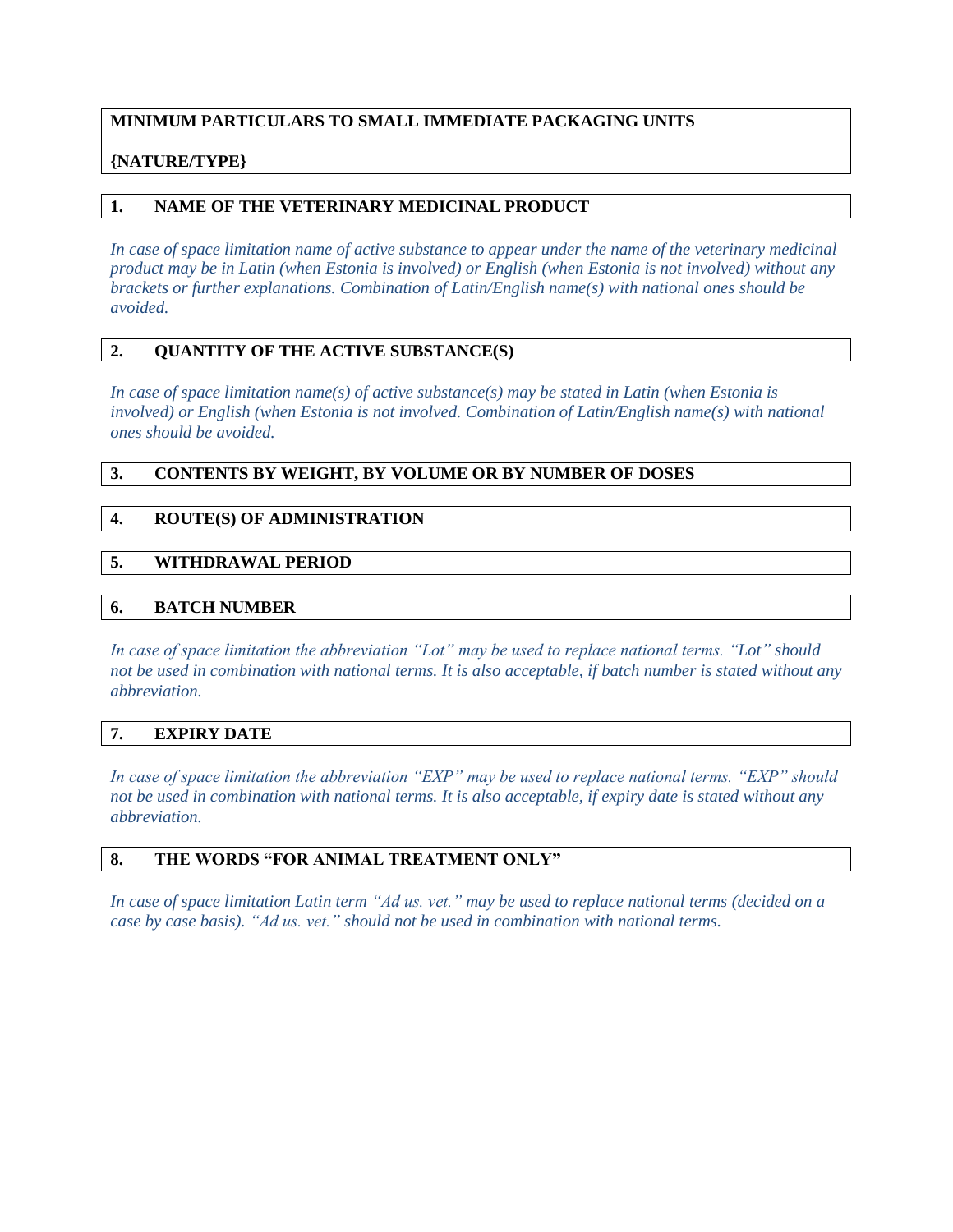**MINIMUM PARTICULARS TO SMALL IMMEDIATE PACKAGING UNITS**

**{NATURE/TYPE}**

## 1. NAME OF THE VETERINARY MEDICINAL PRODUCT

*In case of space limitation name of active substance to appear under the name of the veterinary medicinal product may be in Latin (when Estonia is involved) or English (when Estonia is not involved) without any brackets or further explanations. Combination of Latin/English name(s) with national ones should be avoided.*

## 2. QUANTITY OF THE ACTIVE SUBSTANCE(S)

*In case of space limitation name(s) of active substance(s) may be stated in Latin (when Estonia is involved) or English (when Estonia is not involved. Combination of Latin/English name(s) with national ones should be avoided.*

## 3. CONTENTS BY WEIGHT, BY VOLUME OR BY NUMBER OF DOSES

## 4. ROUTE(S) OF ADMINISTRATION

## 5. WITHDRAWAL PERIOD

## 6. BATCH NUMBER

*In case of space limitation the abbreviation "Lot" may be used to replace national terms. "Lot" should not be used in combination with national terms. It is also acceptable, if batch number is stated without any abbreviation.*

## 7. EXPIRY DATE

*In case of space limitation the abbreviation "EXP" may be used to replace national terms. "EXP" should not be used in combination with national terms. It is also acceptable, if expiry date is stated without any abbreviation.*

## 8. THE WORDS "FOR ANIMAL TREATMENT ONLY"

*In case of space limitation Latin term "Ad us. vet." may be used to replace national terms (decided on a case by case basis). "Ad us. vet." should not be used in combination with national terms.*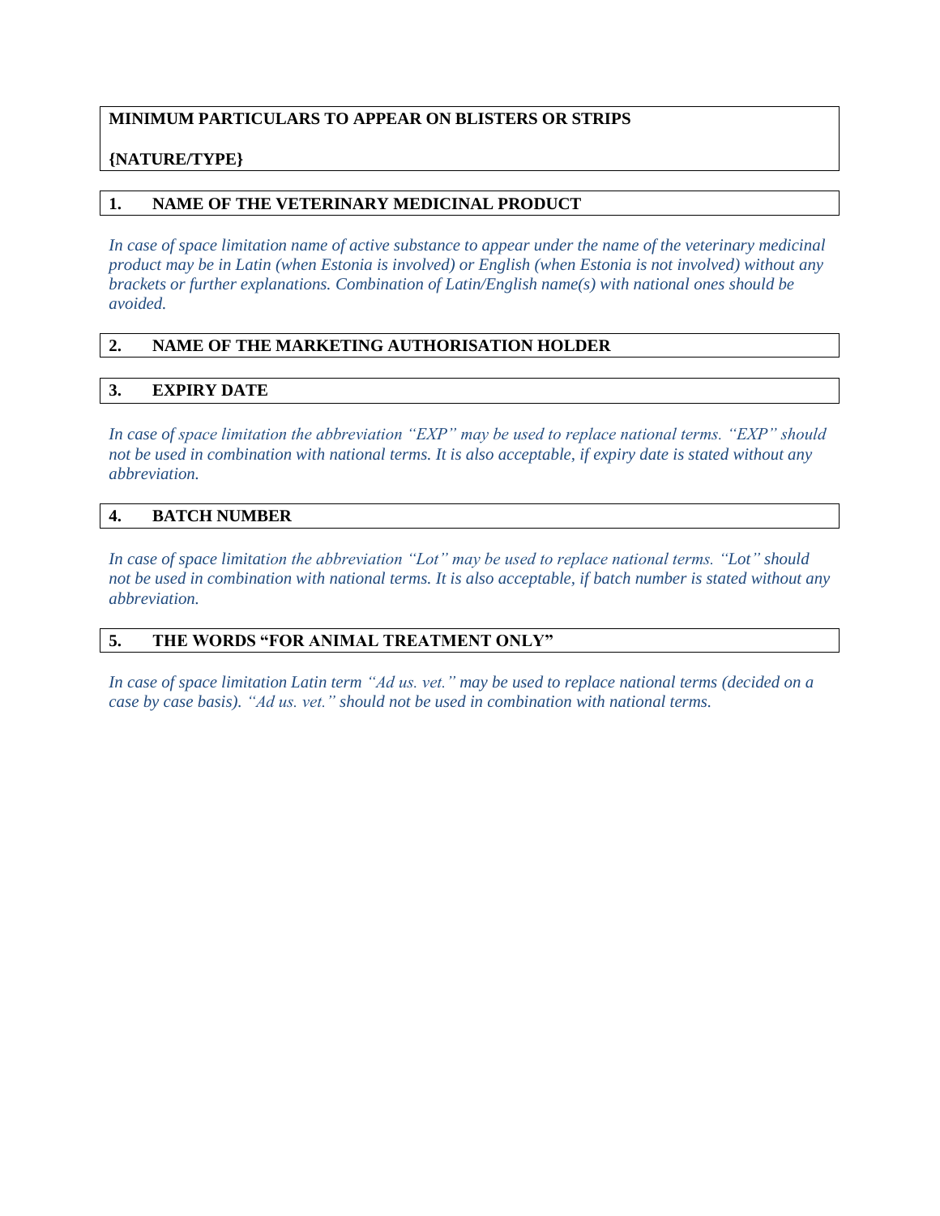**MINIMUM PARTICULARS TO APPEAR ON BLISTERS OR STRIPS**

**{NATURE/TYPE}**

## 1. NAME OF THE VETERINARY MEDICINAL PRODUCT

*In case of space limitation name of active substance to appear under the name of the veterinary medicinal product may be in Latin (when Estonia is involved) or English (when Estonia is not involved) without any brackets or further explanations. Combination of Latin/English name(s) with national ones should be avoided.*

## 2. NAME OF THE MARKETING AUTHORISATION HOLDER

## 3. EXPIRY DATE

*In case of space limitation the abbreviation "EXP" may be used to replace national terms. "EXP" should not be used in combination with national terms. It is also acceptable, if expiry date is stated without any abbreviation.*

## 4. BATCH NUMBER

*In case of space limitation the abbreviation "Lot" may be used to replace national terms. "Lot" should not be used in combination with national terms. It is also acceptable, if batch number is stated without any abbreviation.*

## 5. THE WORDS "FOR ANIMAL TREATMENT ONLY"

*In case of space limitation Latin term "Ad us. vet." may be used to replace national terms (decided on a case by case basis). "Ad us. vet." should not be used in combination with national terms.*